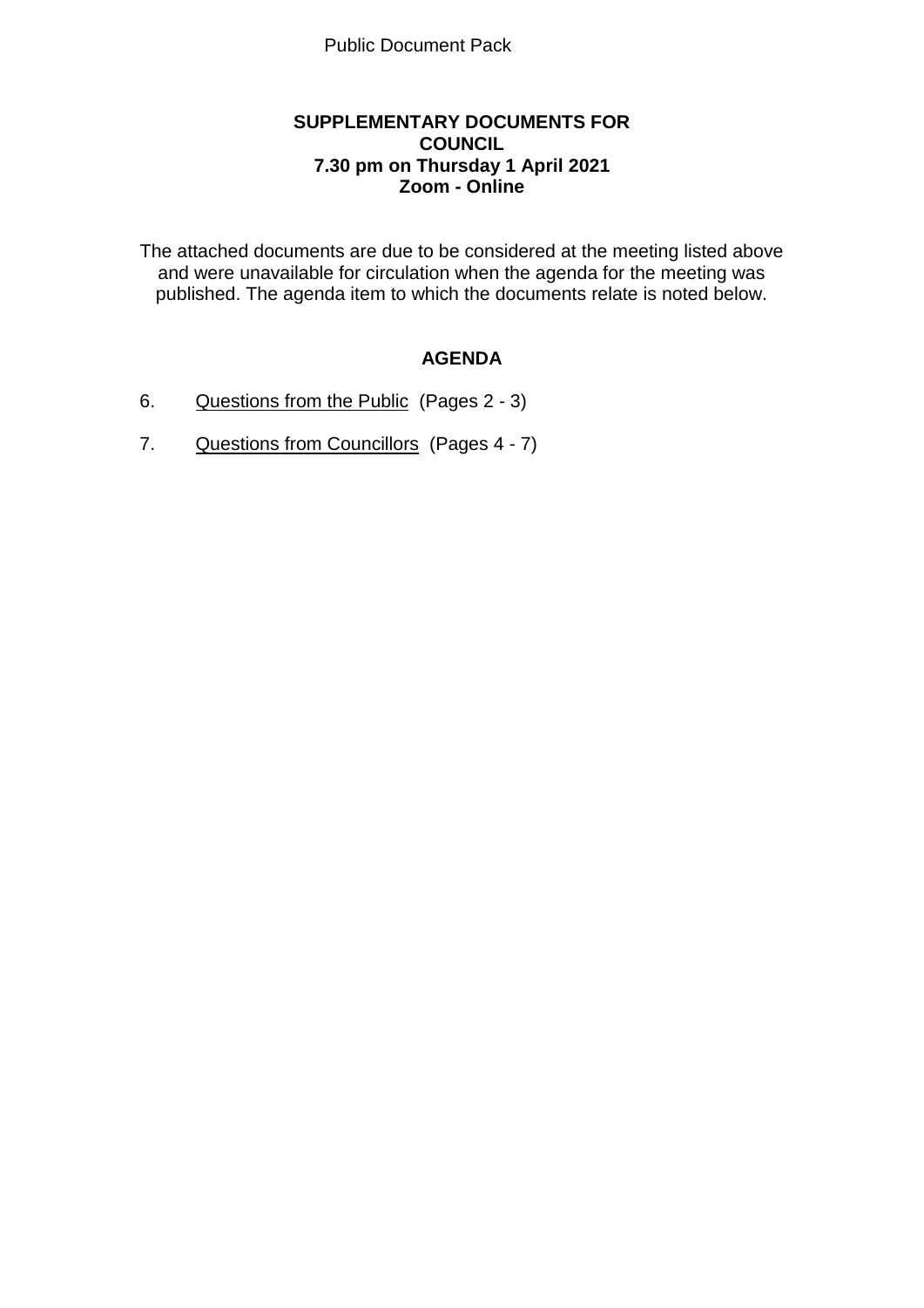Public Document Pack

**SUPPLEMENTARY DOCUMENTS FOR COUNCIL**
**7.30 pm on Thursday 1 April 2021**
**Zoom - Online**

The attached documents are due to be considered at the meeting listed above and were unavailable for circulation when the agenda for the meeting was published. The agenda item to which the documents relate is noted below.

## AGENDA

6. Questions from the Public (Pages 2 - 3)

7. Questions from Councillors (Pages 4 - 7)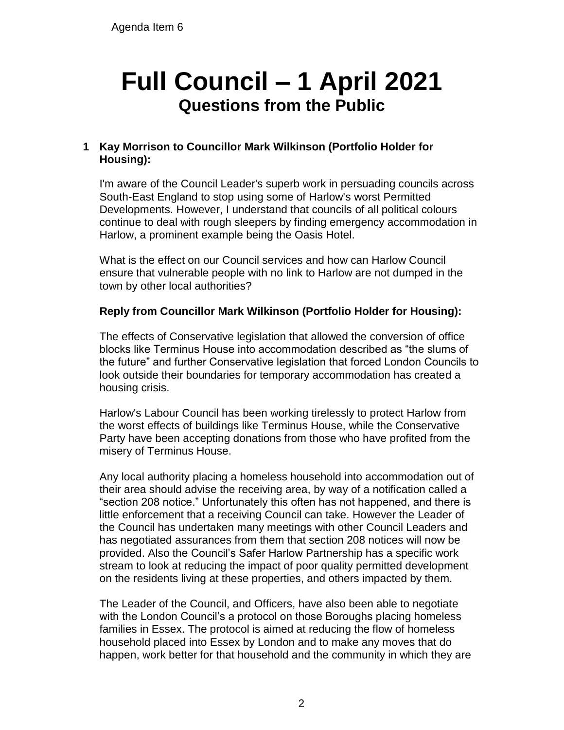Agenda Item 6

# Full Council – 1 April 2021

## Questions from the Public

**1 Kay Morrison to Councillor Mark Wilkinson (Portfolio Holder for Housing):**

I'm aware of the Council Leader's superb work in persuading councils across South-East England to stop using some of Harlow's worst Permitted Developments. However, I understand that councils of all political colours continue to deal with rough sleepers by finding emergency accommodation in Harlow, a prominent example being the Oasis Hotel.

What is the effect on our Council services and how can Harlow Council ensure that vulnerable people with no link to Harlow are not dumped in the town by other local authorities?

**Reply from Councillor Mark Wilkinson (Portfolio Holder for Housing):**

The effects of Conservative legislation that allowed the conversion of office blocks like Terminus House into accommodation described as "the slums of the future" and further Conservative legislation that forced London Councils to look outside their boundaries for temporary accommodation has created a housing crisis.

Harlow's Labour Council has been working tirelessly to protect Harlow from the worst effects of buildings like Terminus House, while the Conservative Party have been accepting donations from those who have profited from the misery of Terminus House.

Any local authority placing a homeless household into accommodation out of their area should advise the receiving area, by way of a notification called a "section 208 notice." Unfortunately this often has not happened, and there is little enforcement that a receiving Council can take. However the Leader of the Council has undertaken many meetings with other Council Leaders and has negotiated assurances from them that section 208 notices will now be provided. Also the Council's Safer Harlow Partnership has a specific work stream to look at reducing the impact of poor quality permitted development on the residents living at these properties, and others impacted by them.

The Leader of the Council, and Officers, have also been able to negotiate with the London Council's a protocol on those Boroughs placing homeless families in Essex. The protocol is aimed at reducing the flow of homeless household placed into Essex by London and to make any moves that do happen, work better for that household and the community in which they are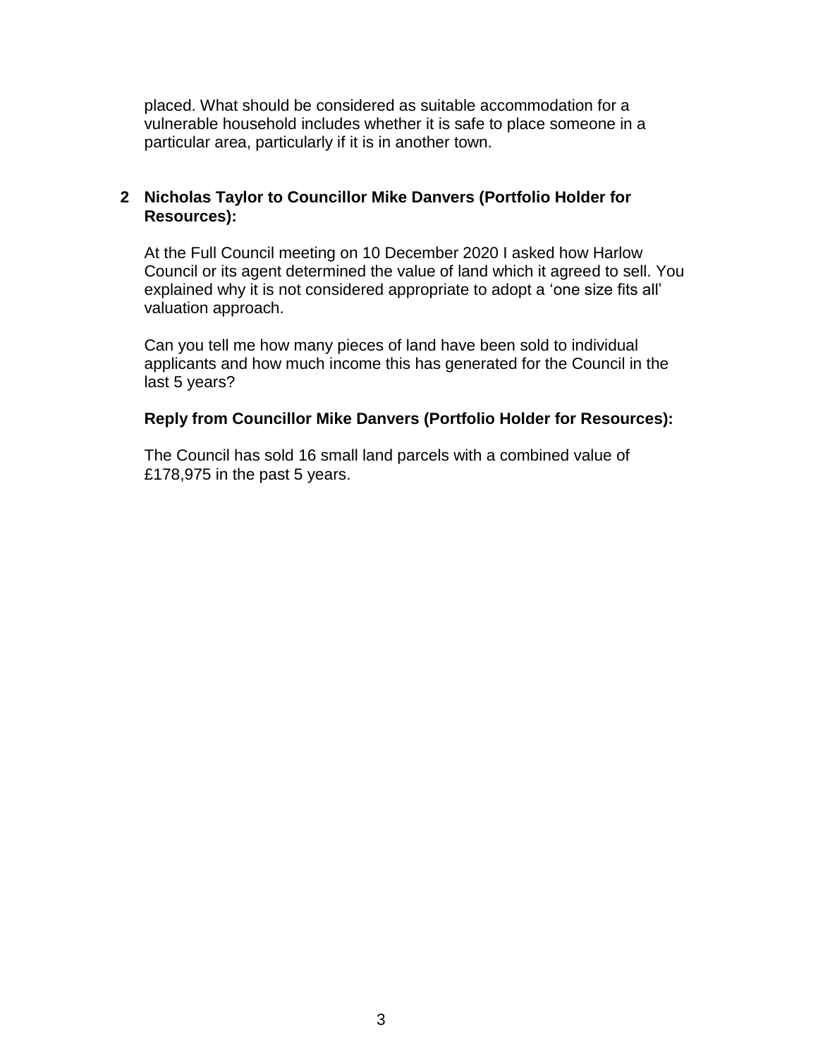placed. What should be considered as suitable accommodation for a vulnerable household includes whether it is safe to place someone in a particular area, particularly if it is in another town.

**2 Nicholas Taylor to Councillor Mike Danvers (Portfolio Holder for Resources):**

At the Full Council meeting on 10 December 2020 I asked how Harlow Council or its agent determined the value of land which it agreed to sell. You explained why it is not considered appropriate to adopt a 'one size fits all' valuation approach.

Can you tell me how many pieces of land have been sold to individual applicants and how much income this has generated for the Council in the last 5 years?

**Reply from Councillor Mike Danvers (Portfolio Holder for Resources):**

The Council has sold 16 small land parcels with a combined value of £178,975 in the past 5 years.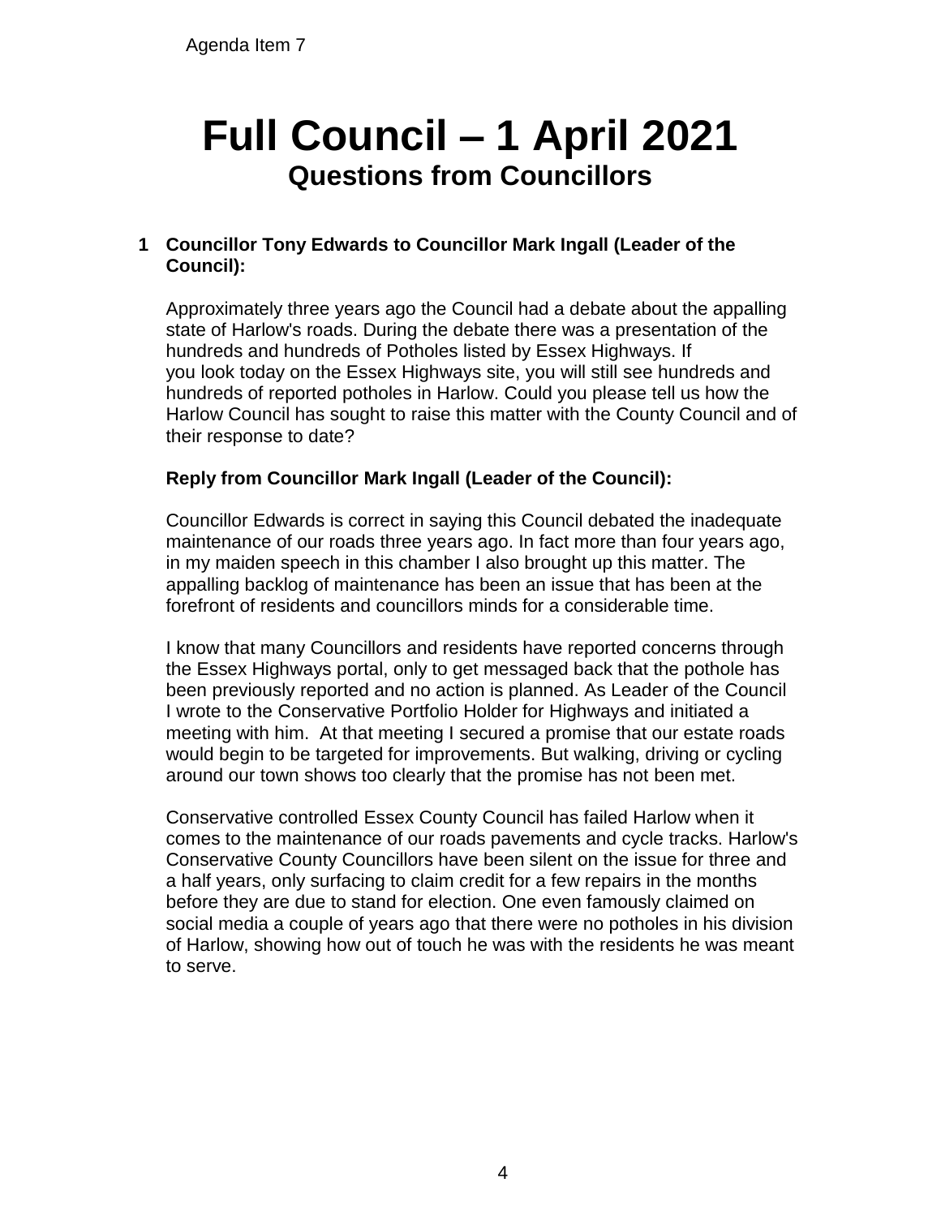Agenda Item 7

# Full Council – 1 April 2021

## Questions from Councillors

**1 Councillor Tony Edwards to Councillor Mark Ingall (Leader of the Council):**

Approximately three years ago the Council had a debate about the appalling state of Harlow's roads. During the debate there was a presentation of the hundreds and hundreds of Potholes listed by Essex Highways. If you look today on the Essex Highways site, you will still see hundreds and hundreds of reported potholes in Harlow. Could you please tell us how the Harlow Council has sought to raise this matter with the County Council and of their response to date?

**Reply from Councillor Mark Ingall (Leader of the Council):**

Councillor Edwards is correct in saying this Council debated the inadequate maintenance of our roads three years ago. In fact more than four years ago, in my maiden speech in this chamber I also brought up this matter. The appalling backlog of maintenance has been an issue that has been at the forefront of residents and councillors minds for a considerable time.

I know that many Councillors and residents have reported concerns through the Essex Highways portal, only to get messaged back that the pothole has been previously reported and no action is planned. As Leader of the Council I wrote to the Conservative Portfolio Holder for Highways and initiated a meeting with him. At that meeting I secured a promise that our estate roads would begin to be targeted for improvements. But walking, driving or cycling around our town shows too clearly that the promise has not been met.

Conservative controlled Essex County Council has failed Harlow when it comes to the maintenance of our roads pavements and cycle tracks. Harlow's Conservative County Councillors have been silent on the issue for three and a half years, only surfacing to claim credit for a few repairs in the months before they are due to stand for election. One even famously claimed on social media a couple of years ago that there were no potholes in his division of Harlow, showing how out of touch he was with the residents he was meant to serve.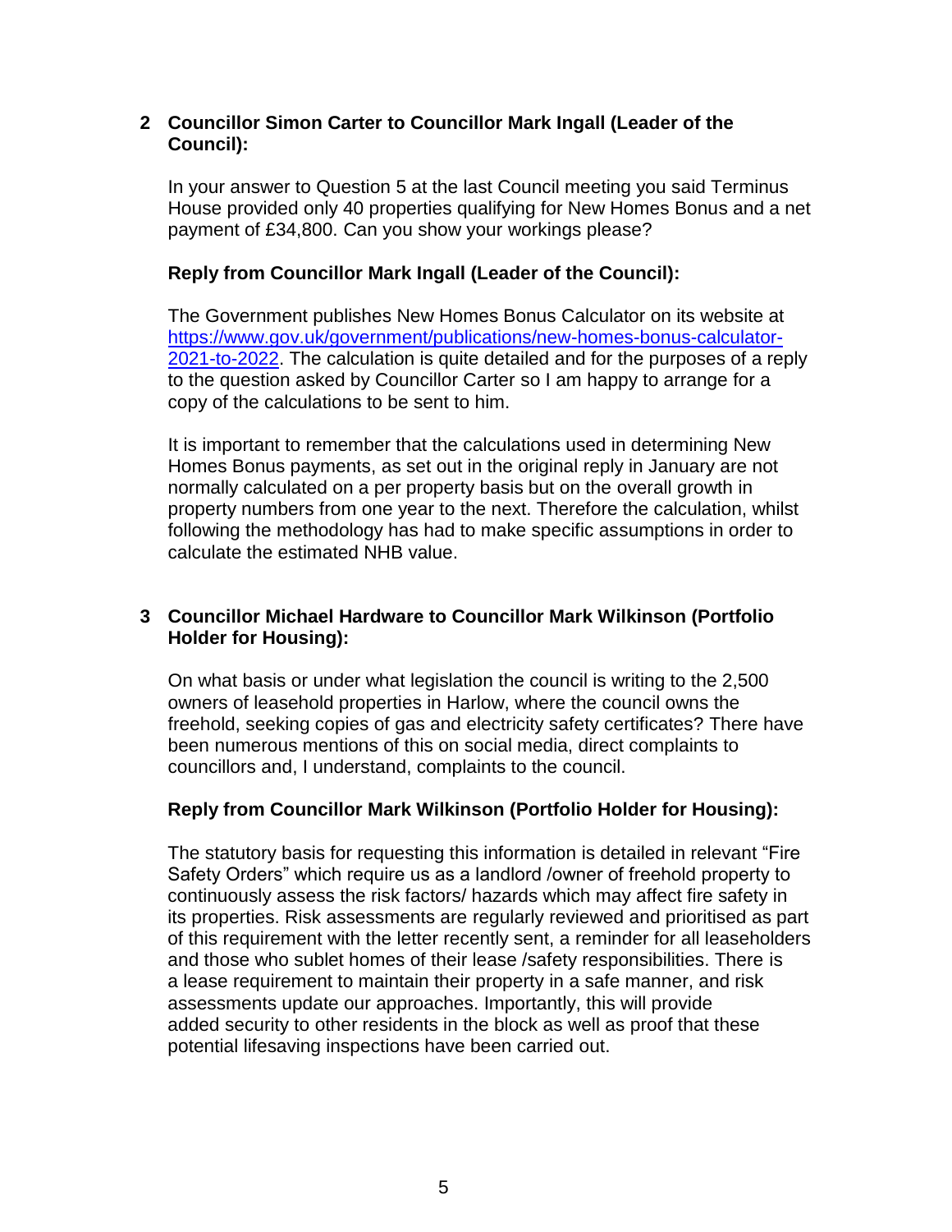**2 Councillor Simon Carter to Councillor Mark Ingall (Leader of the Council):**

In your answer to Question 5 at the last Council meeting you said Terminus House provided only 40 properties qualifying for New Homes Bonus and a net payment of £34,800. Can you show your workings please?

**Reply from Councillor Mark Ingall (Leader of the Council):**

The Government publishes New Homes Bonus Calculator on its website at [https://www.gov.uk/government/publications/new-homes-bonus-calculator-2021-to-2022](https://www.gov.uk/government/publications/new-homes-bonus-calculator-2021-to-2022). The calculation is quite detailed and for the purposes of a reply to the question asked by Councillor Carter so I am happy to arrange for a copy of the calculations to be sent to him.

It is important to remember that the calculations used in determining New Homes Bonus payments, as set out in the original reply in January are not normally calculated on a per property basis but on the overall growth in property numbers from one year to the next. Therefore the calculation, whilst following the methodology has had to make specific assumptions in order to calculate the estimated NHB value.

**3 Councillor Michael Hardware to Councillor Mark Wilkinson (Portfolio Holder for Housing):**

On what basis or under what legislation the council is writing to the 2,500 owners of leasehold properties in Harlow, where the council owns the freehold, seeking copies of gas and electricity safety certificates? There have been numerous mentions of this on social media, direct complaints to councillors and, I understand, complaints to the council.

**Reply from Councillor Mark Wilkinson (Portfolio Holder for Housing):**

The statutory basis for requesting this information is detailed in relevant "Fire Safety Orders" which require us as a landlord /owner of freehold property to continuously assess the risk factors/ hazards which may affect fire safety in its properties. Risk assessments are regularly reviewed and prioritised as part of this requirement with the letter recently sent, a reminder for all leaseholders and those who sublet homes of their lease /safety responsibilities. There is a lease requirement to maintain their property in a safe manner, and risk assessments update our approaches. Importantly, this will provide added security to other residents in the block as well as proof that these potential lifesaving inspections have been carried out.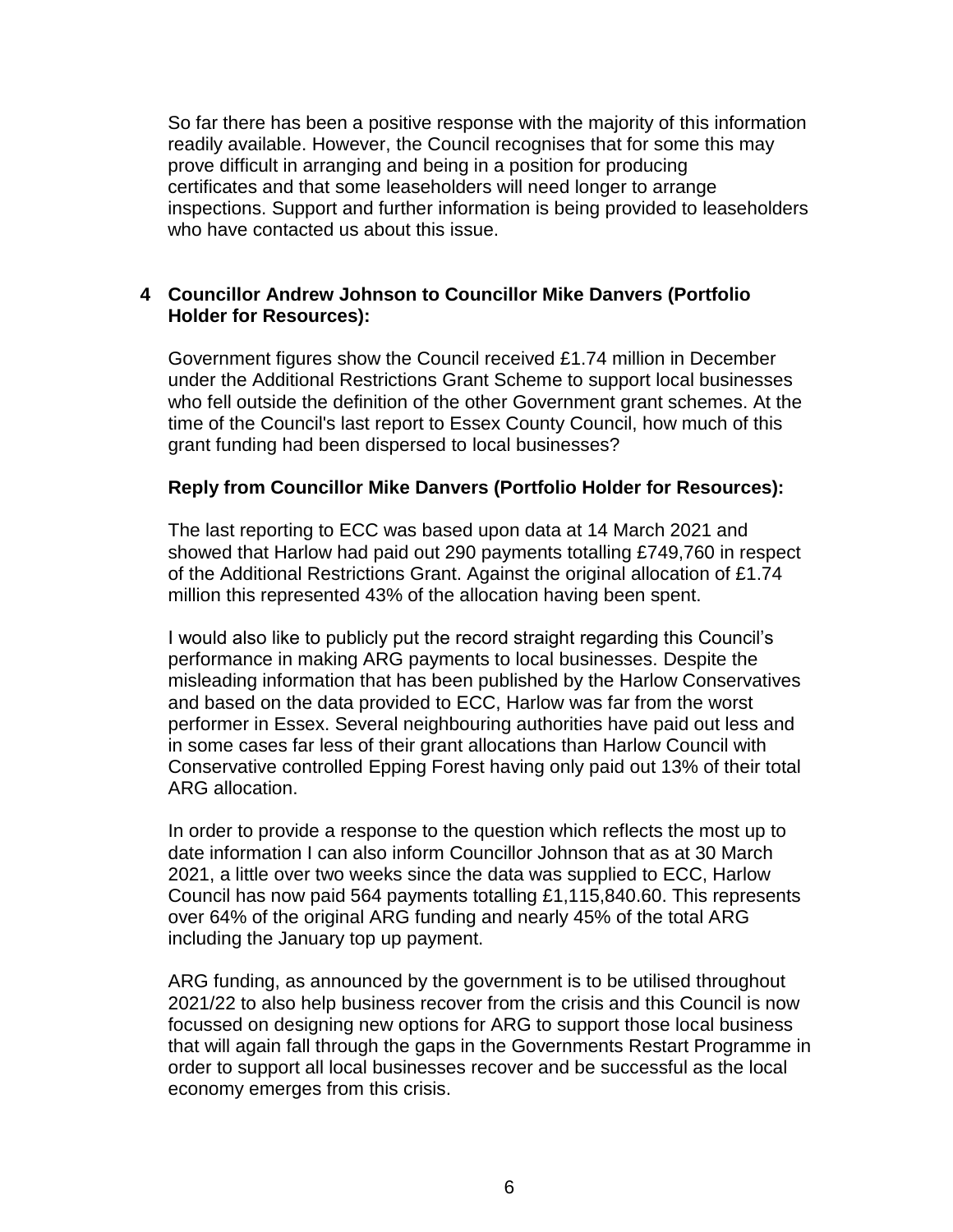So far there has been a positive response with the majority of this information readily available. However, the Council recognises that for some this may prove difficult in arranging and being in a position for producing certificates and that some leaseholders will need longer to arrange inspections. Support and further information is being provided to leaseholders who have contacted us about this issue.

**4 Councillor Andrew Johnson to Councillor Mike Danvers (Portfolio Holder for Resources):**

Government figures show the Council received £1.74 million in December under the Additional Restrictions Grant Scheme to support local businesses who fell outside the definition of the other Government grant schemes. At the time of the Council's last report to Essex County Council, how much of this grant funding had been dispersed to local businesses?

**Reply from Councillor Mike Danvers (Portfolio Holder for Resources):**

The last reporting to ECC was based upon data at 14 March 2021 and showed that Harlow had paid out 290 payments totalling £749,760 in respect of the Additional Restrictions Grant. Against the original allocation of £1.74 million this represented 43% of the allocation having been spent.

I would also like to publicly put the record straight regarding this Council's performance in making ARG payments to local businesses. Despite the misleading information that has been published by the Harlow Conservatives and based on the data provided to ECC, Harlow was far from the worst performer in Essex. Several neighbouring authorities have paid out less and in some cases far less of their grant allocations than Harlow Council with Conservative controlled Epping Forest having only paid out 13% of their total ARG allocation.

In order to provide a response to the question which reflects the most up to date information I can also inform Councillor Johnson that as at 30 March 2021, a little over two weeks since the data was supplied to ECC, Harlow Council has now paid 564 payments totalling £1,115,840.60. This represents over 64% of the original ARG funding and nearly 45% of the total ARG including the January top up payment.

ARG funding, as announced by the government is to be utilised throughout 2021/22 to also help business recover from the crisis and this Council is now focussed on designing new options for ARG to support those local business that will again fall through the gaps in the Governments Restart Programme in order to support all local businesses recover and be successful as the local economy emerges from this crisis.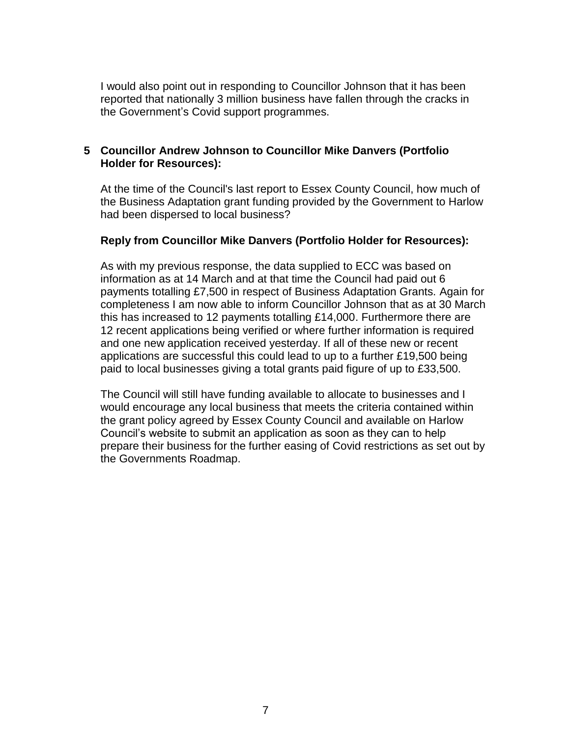I would also point out in responding to Councillor Johnson that it has been reported that nationally 3 million business have fallen through the cracks in the Government's Covid support programmes.

**5 Councillor Andrew Johnson to Councillor Mike Danvers (Portfolio Holder for Resources):**

At the time of the Council's last report to Essex County Council, how much of the Business Adaptation grant funding provided by the Government to Harlow had been dispersed to local business?

**Reply from Councillor Mike Danvers (Portfolio Holder for Resources):**

As with my previous response, the data supplied to ECC was based on information as at 14 March and at that time the Council had paid out 6 payments totalling £7,500 in respect of Business Adaptation Grants. Again for completeness I am now able to inform Councillor Johnson that as at 30 March this has increased to 12 payments totalling £14,000. Furthermore there are 12 recent applications being verified or where further information is required and one new application received yesterday. If all of these new or recent applications are successful this could lead to up to a further £19,500 being paid to local businesses giving a total grants paid figure of up to £33,500.

The Council will still have funding available to allocate to businesses and I would encourage any local business that meets the criteria contained within the grant policy agreed by Essex County Council and available on Harlow Council's website to submit an application as soon as they can to help prepare their business for the further easing of Covid restrictions as set out by the Governments Roadmap.